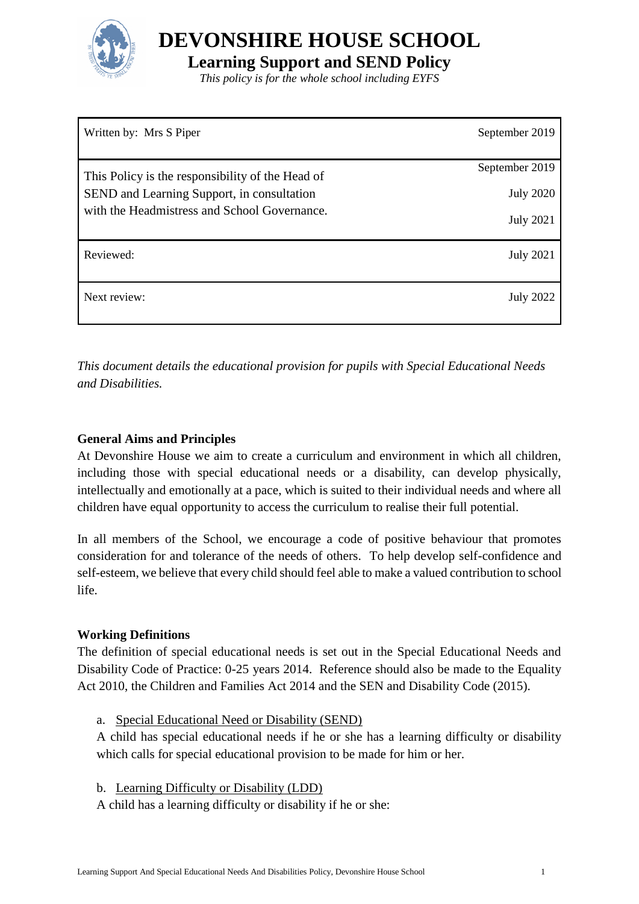# DEVONSHIRE HOUSE SCHOOL

## Learning Support and SEND Policy

*This policy is for the whole school including EYFS*

| | |
|---|---|
| Written by: Mrs S Piper | September 2019 |
| This Policy is the responsibility of the Head of SEND and Learning Support, in consultation with the Headmistress and School Governance. | September 2019<br>July 2020<br>July 2021 |
| Reviewed: | July 2021 |
| Next review: | July 2022 |

*This document details the educational provision for pupils with Special Educational Needs and Disabilities.*

**General Aims and Principles**

At Devonshire House we aim to create a curriculum and environment in which all children, including those with special educational needs or a disability, can develop physically, intellectually and emotionally at a pace, which is suited to their individual needs and where all children have equal opportunity to access the curriculum to realise their full potential.

In all members of the School, we encourage a code of positive behaviour that promotes consideration for and tolerance of the needs of others. To help develop self-confidence and self-esteem, we believe that every child should feel able to make a valued contribution to school life.

**Working Definitions**

The definition of special educational needs is set out in the Special Educational Needs and Disability Code of Practice: 0-25 years 2014. Reference should also be made to the Equality Act 2010, the Children and Families Act 2014 and the SEN and Disability Code (2015).

a. Special Educational Need or Disability (SEND)

A child has special educational needs if he or she has a learning difficulty or disability which calls for special educational provision to be made for him or her.

b. Learning Difficulty or Disability (LDD)

A child has a learning difficulty or disability if he or she: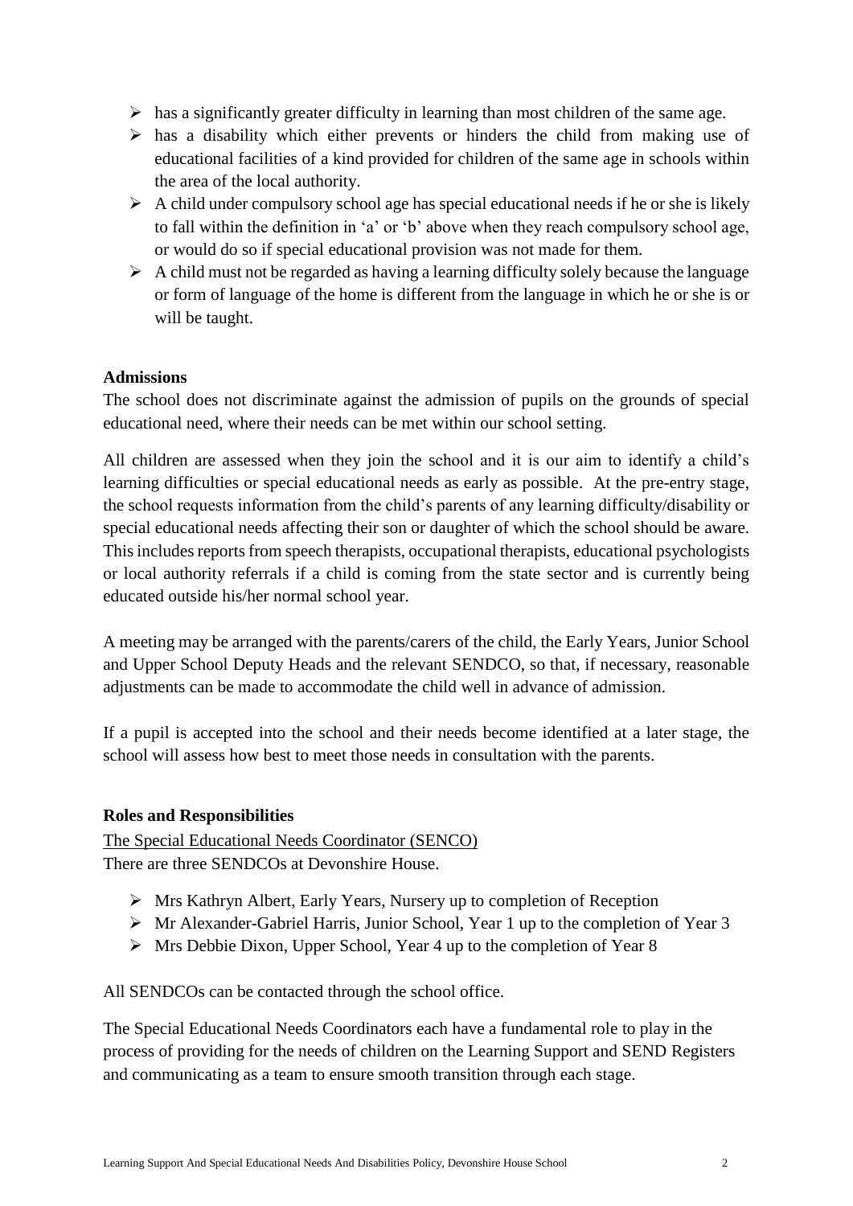- has a significantly greater difficulty in learning than most children of the same age.
- has a disability which either prevents or hinders the child from making use of educational facilities of a kind provided for children of the same age in schools within the area of the local authority.
- A child under compulsory school age has special educational needs if he or she is likely to fall within the definition in 'a' or 'b' above when they reach compulsory school age, or would do so if special educational provision was not made for them.
- A child must not be regarded as having a learning difficulty solely because the language or form of language of the home is different from the language in which he or she is or will be taught.

**Admissions**

The school does not discriminate against the admission of pupils on the grounds of special educational need, where their needs can be met within our school setting.

All children are assessed when they join the school and it is our aim to identify a child's learning difficulties or special educational needs as early as possible. At the pre-entry stage, the school requests information from the child's parents of any learning difficulty/disability or special educational needs affecting their son or daughter of which the school should be aware. This includes reports from speech therapists, occupational therapists, educational psychologists or local authority referrals if a child is coming from the state sector and is currently being educated outside his/her normal school year.

A meeting may be arranged with the parents/carers of the child, the Early Years, Junior School and Upper School Deputy Heads and the relevant SENDCO, so that, if necessary, reasonable adjustments can be made to accommodate the child well in advance of admission.

If a pupil is accepted into the school and their needs become identified at a later stage, the school will assess how best to meet those needs in consultation with the parents.

**Roles and Responsibilities**

The Special Educational Needs Coordinator (SENCO)

There are three SENDCOs at Devonshire House.

- Mrs Kathryn Albert, Early Years, Nursery up to completion of Reception
- Mr Alexander-Gabriel Harris, Junior School, Year 1 up to the completion of Year 3
- Mrs Debbie Dixon, Upper School, Year 4 up to the completion of Year 8

All SENDCOs can be contacted through the school office.

The Special Educational Needs Coordinators each have a fundamental role to play in the process of providing for the needs of children on the Learning Support and SEND Registers and communicating as a team to ensure smooth transition through each stage.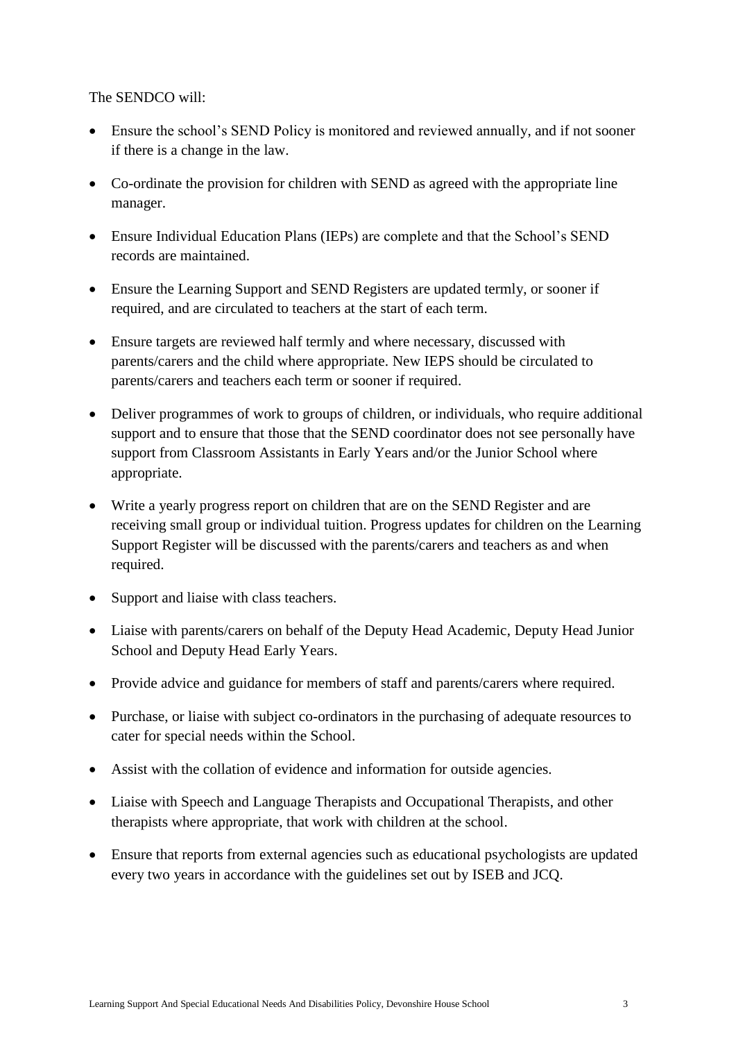The SENDCO will:

- Ensure the school's SEND Policy is monitored and reviewed annually, and if not sooner if there is a change in the law.
- Co-ordinate the provision for children with SEND as agreed with the appropriate line manager.
- Ensure Individual Education Plans (IEPs) are complete and that the School's SEND records are maintained.
- Ensure the Learning Support and SEND Registers are updated termly, or sooner if required, and are circulated to teachers at the start of each term.
- Ensure targets are reviewed half termly and where necessary, discussed with parents/carers and the child where appropriate. New IEPS should be circulated to parents/carers and teachers each term or sooner if required.
- Deliver programmes of work to groups of children, or individuals, who require additional support and to ensure that those that the SEND coordinator does not see personally have support from Classroom Assistants in Early Years and/or the Junior School where appropriate.
- Write a yearly progress report on children that are on the SEND Register and are receiving small group or individual tuition. Progress updates for children on the Learning Support Register will be discussed with the parents/carers and teachers as and when required.
- Support and liaise with class teachers.
- Liaise with parents/carers on behalf of the Deputy Head Academic, Deputy Head Junior School and Deputy Head Early Years.
- Provide advice and guidance for members of staff and parents/carers where required.
- Purchase, or liaise with subject co-ordinators in the purchasing of adequate resources to cater for special needs within the School.
- Assist with the collation of evidence and information for outside agencies.
- Liaise with Speech and Language Therapists and Occupational Therapists, and other therapists where appropriate, that work with children at the school.
- Ensure that reports from external agencies such as educational psychologists are updated every two years in accordance with the guidelines set out by ISEB and JCQ.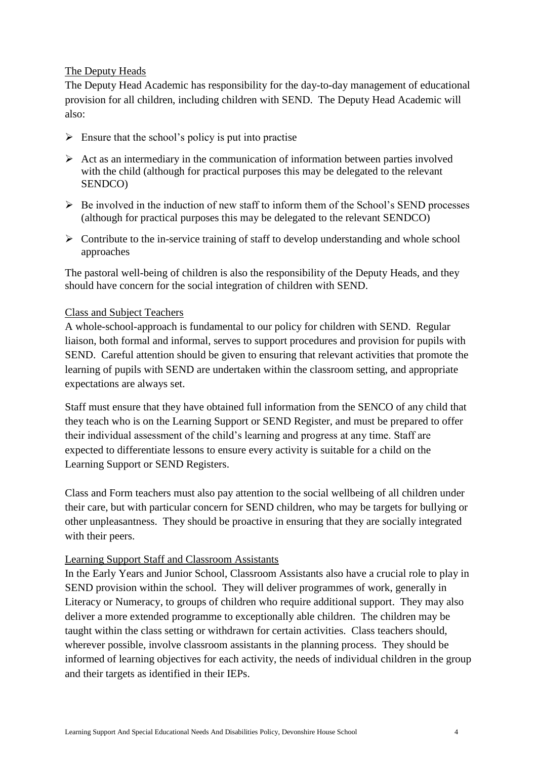### The Deputy Heads

The Deputy Head Academic has responsibility for the day-to-day management of educational provision for all children, including children with SEND. The Deputy Head Academic will also:

- Ensure that the school's policy is put into practise
- Act as an intermediary in the communication of information between parties involved with the child (although for practical purposes this may be delegated to the relevant SENDCO)
- Be involved in the induction of new staff to inform them of the School's SEND processes (although for practical purposes this may be delegated to the relevant SENDCO)
- Contribute to the in-service training of staff to develop understanding and whole school approaches

The pastoral well-being of children is also the responsibility of the Deputy Heads, and they should have concern for the social integration of children with SEND.

### Class and Subject Teachers

A whole-school-approach is fundamental to our policy for children with SEND. Regular liaison, both formal and informal, serves to support procedures and provision for pupils with SEND. Careful attention should be given to ensuring that relevant activities that promote the learning of pupils with SEND are undertaken within the classroom setting, and appropriate expectations are always set.

Staff must ensure that they have obtained full information from the SENCO of any child that they teach who is on the Learning Support or SEND Register, and must be prepared to offer their individual assessment of the child's learning and progress at any time. Staff are expected to differentiate lessons to ensure every activity is suitable for a child on the Learning Support or SEND Registers.

Class and Form teachers must also pay attention to the social wellbeing of all children under their care, but with particular concern for SEND children, who may be targets for bullying or other unpleasantness. They should be proactive in ensuring that they are socially integrated with their peers.

### Learning Support Staff and Classroom Assistants

In the Early Years and Junior School, Classroom Assistants also have a crucial role to play in SEND provision within the school. They will deliver programmes of work, generally in Literacy or Numeracy, to groups of children who require additional support. They may also deliver a more extended programme to exceptionally able children. The children may be taught within the class setting or withdrawn for certain activities. Class teachers should, wherever possible, involve classroom assistants in the planning process. They should be informed of learning objectives for each activity, the needs of individual children in the group and their targets as identified in their IEPs.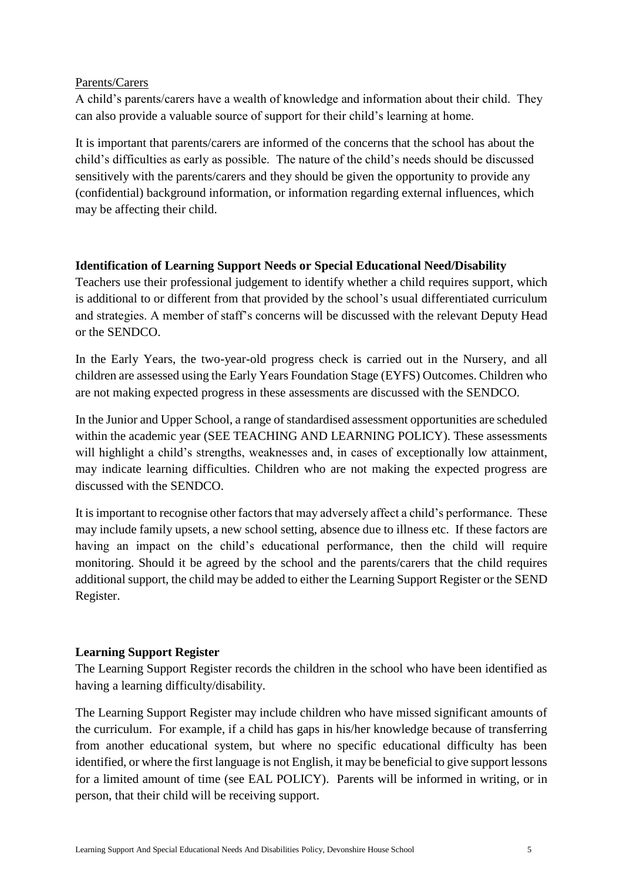Parents/Carers

A child's parents/carers have a wealth of knowledge and information about their child. They can also provide a valuable source of support for their child's learning at home.

It is important that parents/carers are informed of the concerns that the school has about the child's difficulties as early as possible. The nature of the child's needs should be discussed sensitively with the parents/carers and they should be given the opportunity to provide any (confidential) background information, or information regarding external influences, which may be affecting their child.

## Identification of Learning Support Needs or Special Educational Need/Disability

Teachers use their professional judgement to identify whether a child requires support, which is additional to or different from that provided by the school's usual differentiated curriculum and strategies. A member of staff's concerns will be discussed with the relevant Deputy Head or the SENDCO.

In the Early Years, the two-year-old progress check is carried out in the Nursery, and all children are assessed using the Early Years Foundation Stage (EYFS) Outcomes. Children who are not making expected progress in these assessments are discussed with the SENDCO.

In the Junior and Upper School, a range of standardised assessment opportunities are scheduled within the academic year (SEE TEACHING AND LEARNING POLICY). These assessments will highlight a child's strengths, weaknesses and, in cases of exceptionally low attainment, may indicate learning difficulties. Children who are not making the expected progress are discussed with the SENDCO.

It is important to recognise other factors that may adversely affect a child's performance. These may include family upsets, a new school setting, absence due to illness etc. If these factors are having an impact on the child's educational performance, then the child will require monitoring. Should it be agreed by the school and the parents/carers that the child requires additional support, the child may be added to either the Learning Support Register or the SEND Register.

## Learning Support Register

The Learning Support Register records the children in the school who have been identified as having a learning difficulty/disability.

The Learning Support Register may include children who have missed significant amounts of the curriculum. For example, if a child has gaps in his/her knowledge because of transferring from another educational system, but where no specific educational difficulty has been identified, or where the first language is not English, it may be beneficial to give support lessons for a limited amount of time (see EAL POLICY). Parents will be informed in writing, or in person, that their child will be receiving support.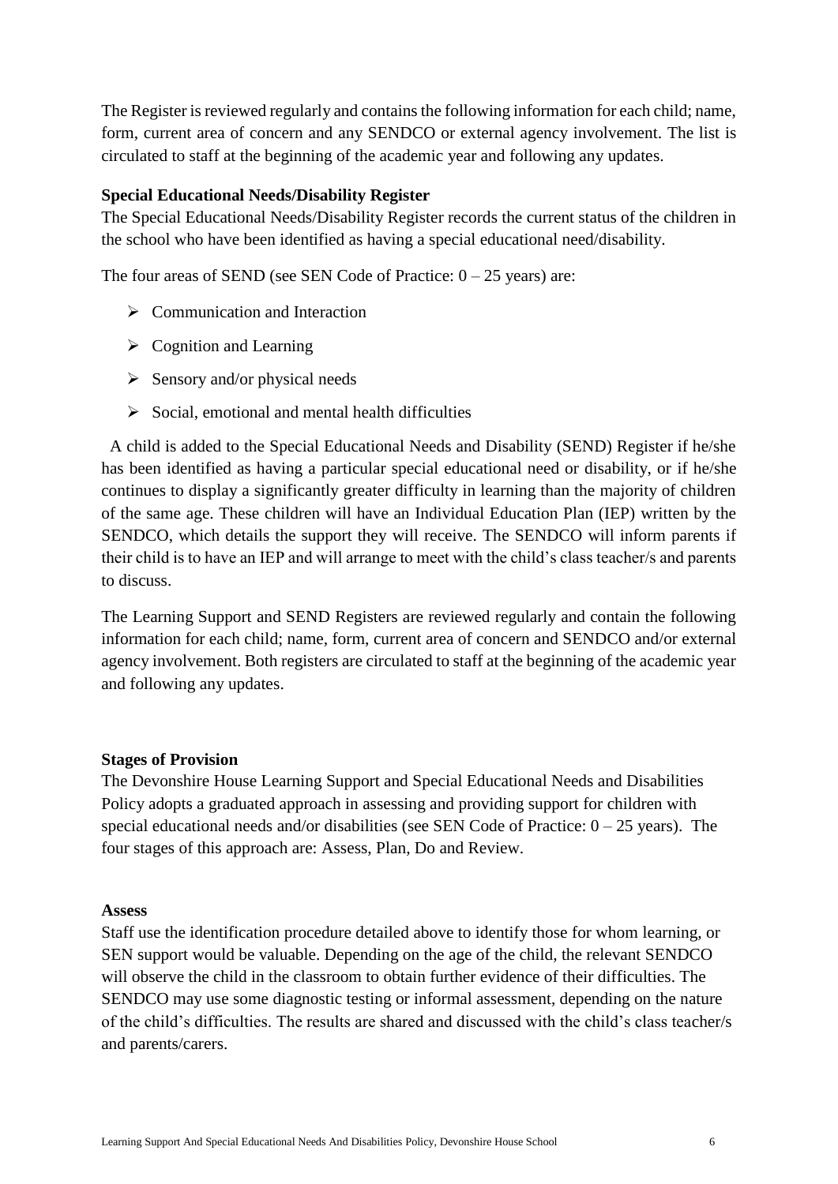The Register is reviewed regularly and contains the following information for each child; name, form, current area of concern and any SENDCO or external agency involvement. The list is circulated to staff at the beginning of the academic year and following any updates.

**Special Educational Needs/Disability Register**

The Special Educational Needs/Disability Register records the current status of the children in the school who have been identified as having a special educational need/disability.

The four areas of SEND (see SEN Code of Practice: 0 – 25 years) are:

- Communication and Interaction
- Cognition and Learning
- Sensory and/or physical needs
- Social, emotional and mental health difficulties

A child is added to the Special Educational Needs and Disability (SEND) Register if he/she has been identified as having a particular special educational need or disability, or if he/she continues to display a significantly greater difficulty in learning than the majority of children of the same age. These children will have an Individual Education Plan (IEP) written by the SENDCO, which details the support they will receive. The SENDCO will inform parents if their child is to have an IEP and will arrange to meet with the child's class teacher/s and parents to discuss.

The Learning Support and SEND Registers are reviewed regularly and contain the following information for each child; name, form, current area of concern and SENDCO and/or external agency involvement. Both registers are circulated to staff at the beginning of the academic year and following any updates.

**Stages of Provision**

The Devonshire House Learning Support and Special Educational Needs and Disabilities Policy adopts a graduated approach in assessing and providing support for children with special educational needs and/or disabilities (see SEN Code of Practice: 0 – 25 years). The four stages of this approach are: Assess, Plan, Do and Review.

**Assess**

Staff use the identification procedure detailed above to identify those for whom learning, or SEN support would be valuable. Depending on the age of the child, the relevant SENDCO will observe the child in the classroom to obtain further evidence of their difficulties. The SENDCO may use some diagnostic testing or informal assessment, depending on the nature of the child's difficulties. The results are shared and discussed with the child's class teacher/s and parents/carers.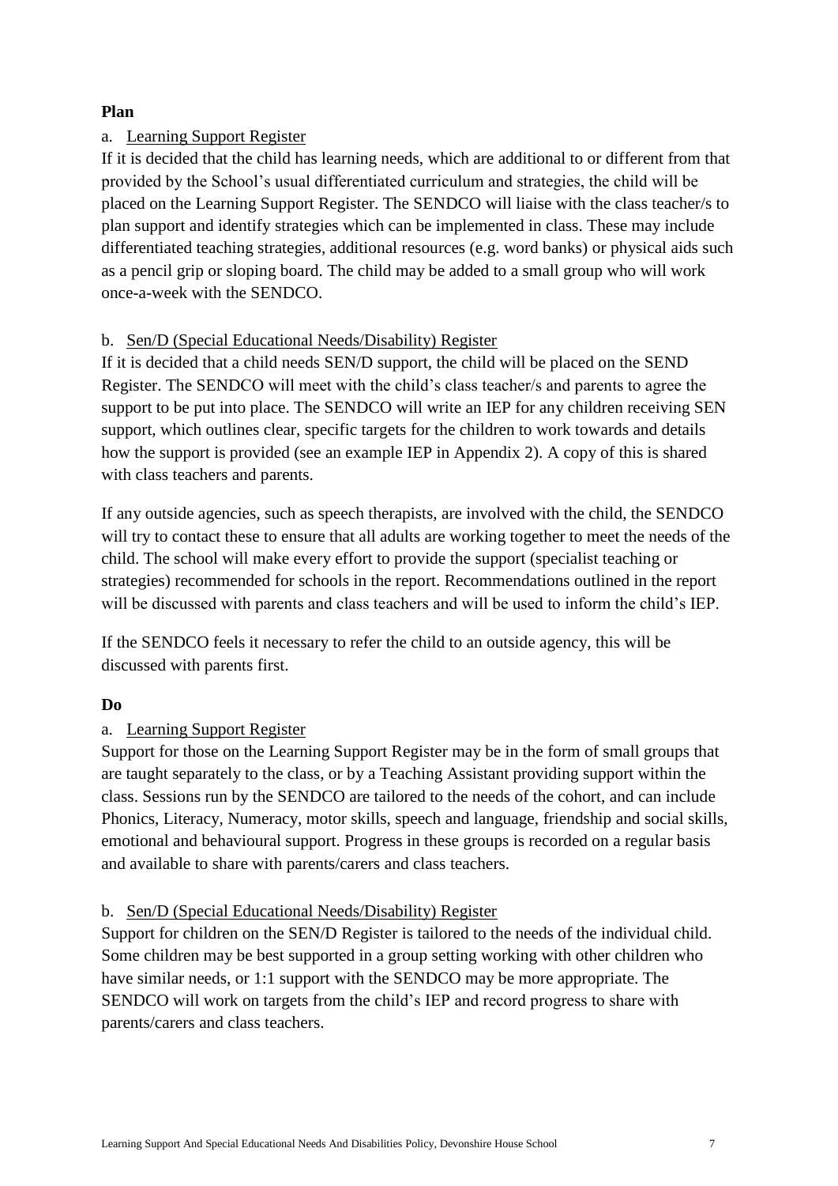**Plan**

a. Learning Support Register

If it is decided that the child has learning needs, which are additional to or different from that provided by the School's usual differentiated curriculum and strategies, the child will be placed on the Learning Support Register. The SENDCO will liaise with the class teacher/s to plan support and identify strategies which can be implemented in class. These may include differentiated teaching strategies, additional resources (e.g. word banks) or physical aids such as a pencil grip or sloping board. The child may be added to a small group who will work once-a-week with the SENDCO.

b. Sen/D (Special Educational Needs/Disability) Register

If it is decided that a child needs SEN/D support, the child will be placed on the SEND Register. The SENDCO will meet with the child's class teacher/s and parents to agree the support to be put into place. The SENDCO will write an IEP for any children receiving SEN support, which outlines clear, specific targets for the children to work towards and details how the support is provided (see an example IEP in Appendix 2). A copy of this is shared with class teachers and parents.

If any outside agencies, such as speech therapists, are involved with the child, the SENDCO will try to contact these to ensure that all adults are working together to meet the needs of the child. The school will make every effort to provide the support (specialist teaching or strategies) recommended for schools in the report. Recommendations outlined in the report will be discussed with parents and class teachers and will be used to inform the child's IEP.

If the SENDCO feels it necessary to refer the child to an outside agency, this will be discussed with parents first.

**Do**

a. Learning Support Register

Support for those on the Learning Support Register may be in the form of small groups that are taught separately to the class, or by a Teaching Assistant providing support within the class. Sessions run by the SENDCO are tailored to the needs of the cohort, and can include Phonics, Literacy, Numeracy, motor skills, speech and language, friendship and social skills, emotional and behavioural support. Progress in these groups is recorded on a regular basis and available to share with parents/carers and class teachers.

b. Sen/D (Special Educational Needs/Disability) Register

Support for children on the SEN/D Register is tailored to the needs of the individual child. Some children may be best supported in a group setting working with other children who have similar needs, or 1:1 support with the SENDCO may be more appropriate. The SENDCO will work on targets from the child's IEP and record progress to share with parents/carers and class teachers.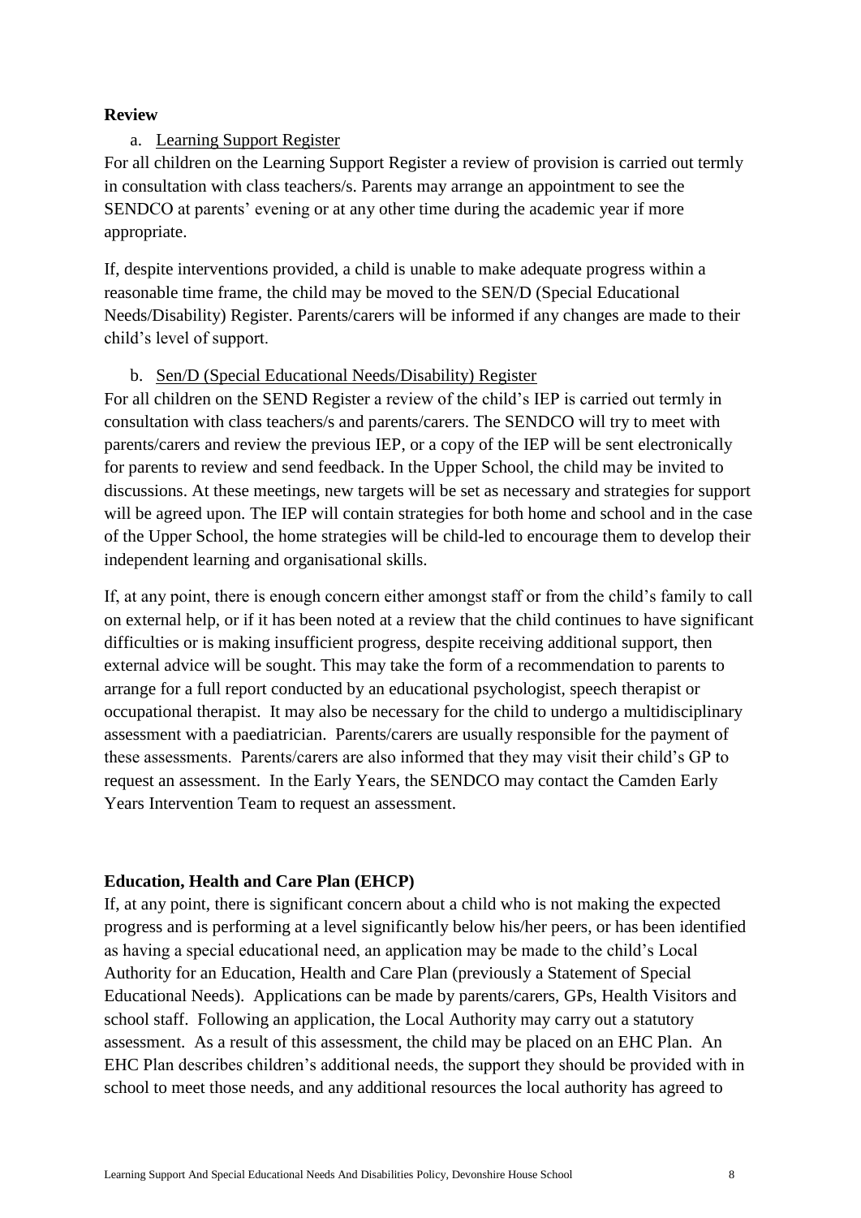**Review**

a. Learning Support Register

For all children on the Learning Support Register a review of provision is carried out termly in consultation with class teachers/s. Parents may arrange an appointment to see the SENDCO at parents' evening or at any other time during the academic year if more appropriate.

If, despite interventions provided, a child is unable to make adequate progress within a reasonable time frame, the child may be moved to the SEN/D (Special Educational Needs/Disability) Register. Parents/carers will be informed if any changes are made to their child's level of support.

b. Sen/D (Special Educational Needs/Disability) Register

For all children on the SEND Register a review of the child's IEP is carried out termly in consultation with class teachers/s and parents/carers. The SENDCO will try to meet with parents/carers and review the previous IEP, or a copy of the IEP will be sent electronically for parents to review and send feedback. In the Upper School, the child may be invited to discussions. At these meetings, new targets will be set as necessary and strategies for support will be agreed upon. The IEP will contain strategies for both home and school and in the case of the Upper School, the home strategies will be child-led to encourage them to develop their independent learning and organisational skills.

If, at any point, there is enough concern either amongst staff or from the child's family to call on external help, or if it has been noted at a review that the child continues to have significant difficulties or is making insufficient progress, despite receiving additional support, then external advice will be sought. This may take the form of a recommendation to parents to arrange for a full report conducted by an educational psychologist, speech therapist or occupational therapist. It may also be necessary for the child to undergo a multidisciplinary assessment with a paediatrician. Parents/carers are usually responsible for the payment of these assessments. Parents/carers are also informed that they may visit their child's GP to request an assessment. In the Early Years, the SENDCO may contact the Camden Early Years Intervention Team to request an assessment.

**Education, Health and Care Plan (EHCP)**

If, at any point, there is significant concern about a child who is not making the expected progress and is performing at a level significantly below his/her peers, or has been identified as having a special educational need, an application may be made to the child's Local Authority for an Education, Health and Care Plan (previously a Statement of Special Educational Needs). Applications can be made by parents/carers, GPs, Health Visitors and school staff. Following an application, the Local Authority may carry out a statutory assessment. As a result of this assessment, the child may be placed on an EHC Plan. An EHC Plan describes children's additional needs, the support they should be provided with in school to meet those needs, and any additional resources the local authority has agreed to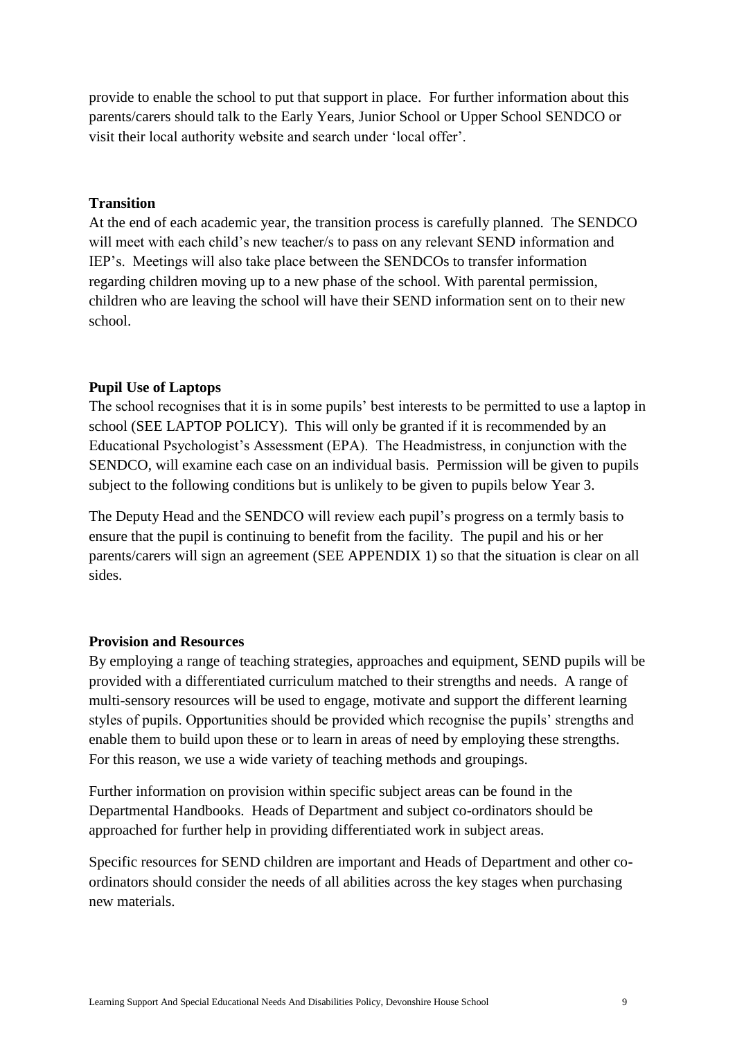provide to enable the school to put that support in place. For further information about this parents/carers should talk to the Early Years, Junior School or Upper School SENDCO or visit their local authority website and search under 'local offer'.

### Transition

At the end of each academic year, the transition process is carefully planned. The SENDCO will meet with each child's new teacher/s to pass on any relevant SEND information and IEP's. Meetings will also take place between the SENDCOs to transfer information regarding children moving up to a new phase of the school. With parental permission, children who are leaving the school will have their SEND information sent on to their new school.

### Pupil Use of Laptops

The school recognises that it is in some pupils' best interests to be permitted to use a laptop in school (SEE LAPTOP POLICY). This will only be granted if it is recommended by an Educational Psychologist's Assessment (EPA). The Headmistress, in conjunction with the SENDCO, will examine each case on an individual basis. Permission will be given to pupils subject to the following conditions but is unlikely to be given to pupils below Year 3.

The Deputy Head and the SENDCO will review each pupil's progress on a termly basis to ensure that the pupil is continuing to benefit from the facility. The pupil and his or her parents/carers will sign an agreement (SEE APPENDIX 1) so that the situation is clear on all sides.

### Provision and Resources

By employing a range of teaching strategies, approaches and equipment, SEND pupils will be provided with a differentiated curriculum matched to their strengths and needs. A range of multi-sensory resources will be used to engage, motivate and support the different learning styles of pupils. Opportunities should be provided which recognise the pupils' strengths and enable them to build upon these or to learn in areas of need by employing these strengths. For this reason, we use a wide variety of teaching methods and groupings.

Further information on provision within specific subject areas can be found in the Departmental Handbooks. Heads of Department and subject co-ordinators should be approached for further help in providing differentiated work in subject areas.

Specific resources for SEND children are important and Heads of Department and other co-ordinators should consider the needs of all abilities across the key stages when purchasing new materials.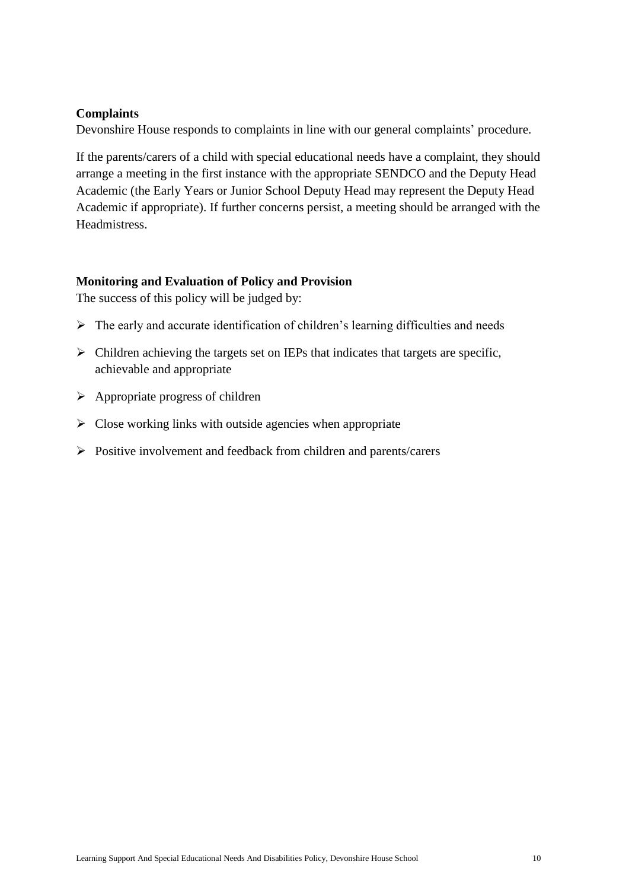**Complaints**

Devonshire House responds to complaints in line with our general complaints' procedure.

If the parents/carers of a child with special educational needs have a complaint, they should arrange a meeting in the first instance with the appropriate SENDCO and the Deputy Head Academic (the Early Years or Junior School Deputy Head may represent the Deputy Head Academic if appropriate). If further concerns persist, a meeting should be arranged with the Headmistress.

**Monitoring and Evaluation of Policy and Provision**

The success of this policy will be judged by:

- The early and accurate identification of children's learning difficulties and needs
- Children achieving the targets set on IEPs that indicates that targets are specific, achievable and appropriate
- Appropriate progress of children
- Close working links with outside agencies when appropriate
- Positive involvement and feedback from children and parents/carers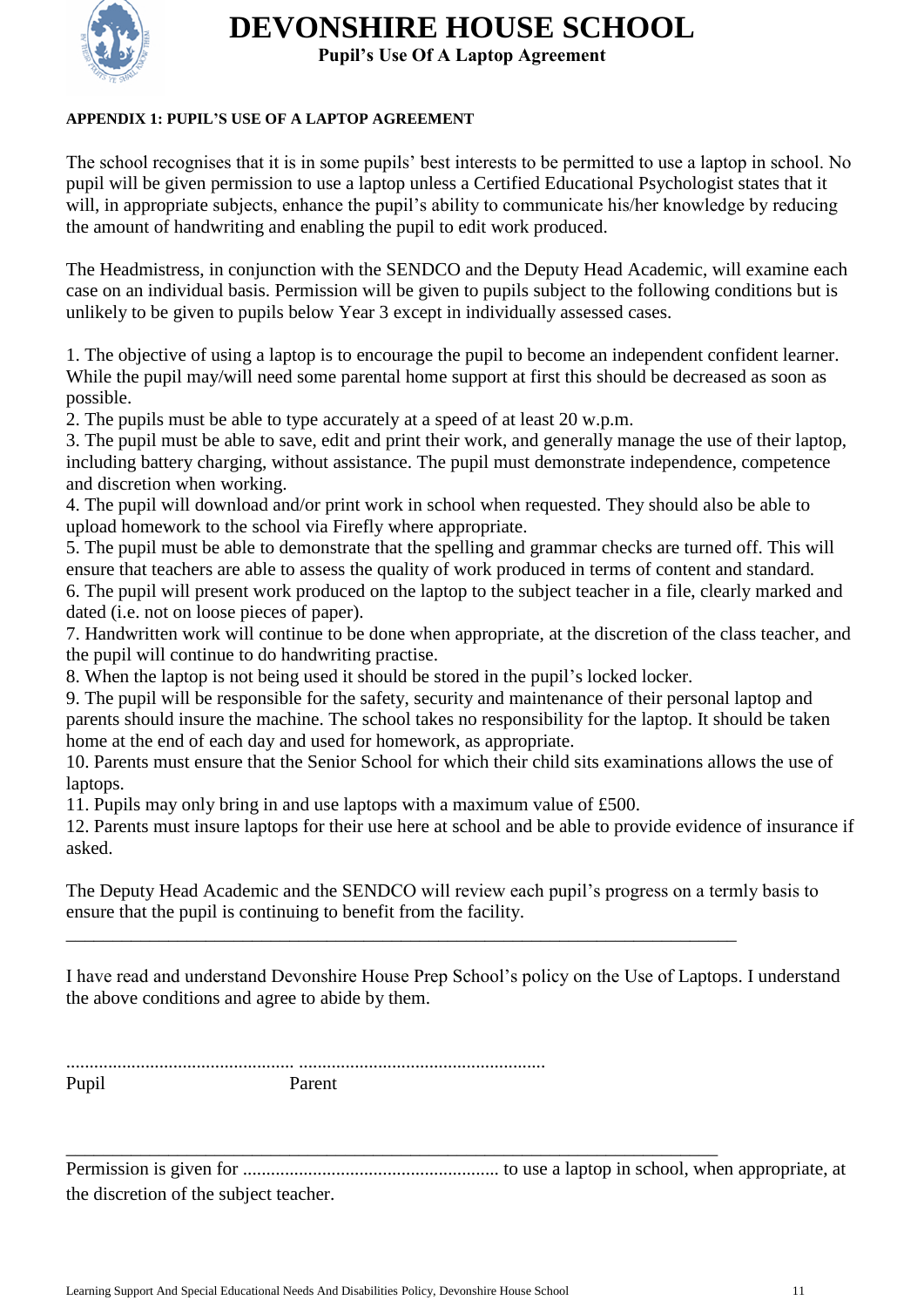# DEVONSHIRE HOUSE SCHOOL

**Pupil's Use Of A Laptop Agreement**

**APPENDIX 1: PUPIL'S USE OF A LAPTOP AGREEMENT**

The school recognises that it is in some pupils' best interests to be permitted to use a laptop in school. No pupil will be given permission to use a laptop unless a Certified Educational Psychologist states that it will, in appropriate subjects, enhance the pupil's ability to communicate his/her knowledge by reducing the amount of handwriting and enabling the pupil to edit work produced.

The Headmistress, in conjunction with the SENDCO and the Deputy Head Academic, will examine each case on an individual basis. Permission will be given to pupils subject to the following conditions but is unlikely to be given to pupils below Year 3 except in individually assessed cases.

1. The objective of using a laptop is to encourage the pupil to become an independent confident learner. While the pupil may/will need some parental home support at first this should be decreased as soon as possible.
2. The pupils must be able to type accurately at a speed of at least 20 w.p.m.
3. The pupil must be able to save, edit and print their work, and generally manage the use of their laptop, including battery charging, without assistance. The pupil must demonstrate independence, competence and discretion when working.
4. The pupil will download and/or print work in school when requested. They should also be able to upload homework to the school via Firefly where appropriate.
5. The pupil must be able to demonstrate that the spelling and grammar checks are turned off. This will ensure that teachers are able to assess the quality of work produced in terms of content and standard.
6. The pupil will present work produced on the laptop to the subject teacher in a file, clearly marked and dated (i.e. not on loose pieces of paper).
7. Handwritten work will continue to be done when appropriate, at the discretion of the class teacher, and the pupil will continue to do handwriting practise.
8. When the laptop is not being used it should be stored in the pupil's locked locker.
9. The pupil will be responsible for the safety, security and maintenance of their personal laptop and parents should insure the machine. The school takes no responsibility for the laptop. It should be taken home at the end of each day and used for homework, as appropriate.
10. Parents must ensure that the Senior School for which their child sits examinations allows the use of laptops.
11. Pupils may only bring in and use laptops with a maximum value of £500.
12. Parents must insure laptops for their use here at school and be able to provide evidence of insurance if asked.

The Deputy Head Academic and the SENDCO will review each pupil's progress on a termly basis to ensure that the pupil is continuing to benefit from the facility.

---

I have read and understand Devonshire House Prep School's policy on the Use of Laptops. I understand the above conditions and agree to abide by them.

................................................. ....................................................

Pupil Parent

---

Permission is given for ...................................................... to use a laptop in school, when appropriate, at the discretion of the subject teacher.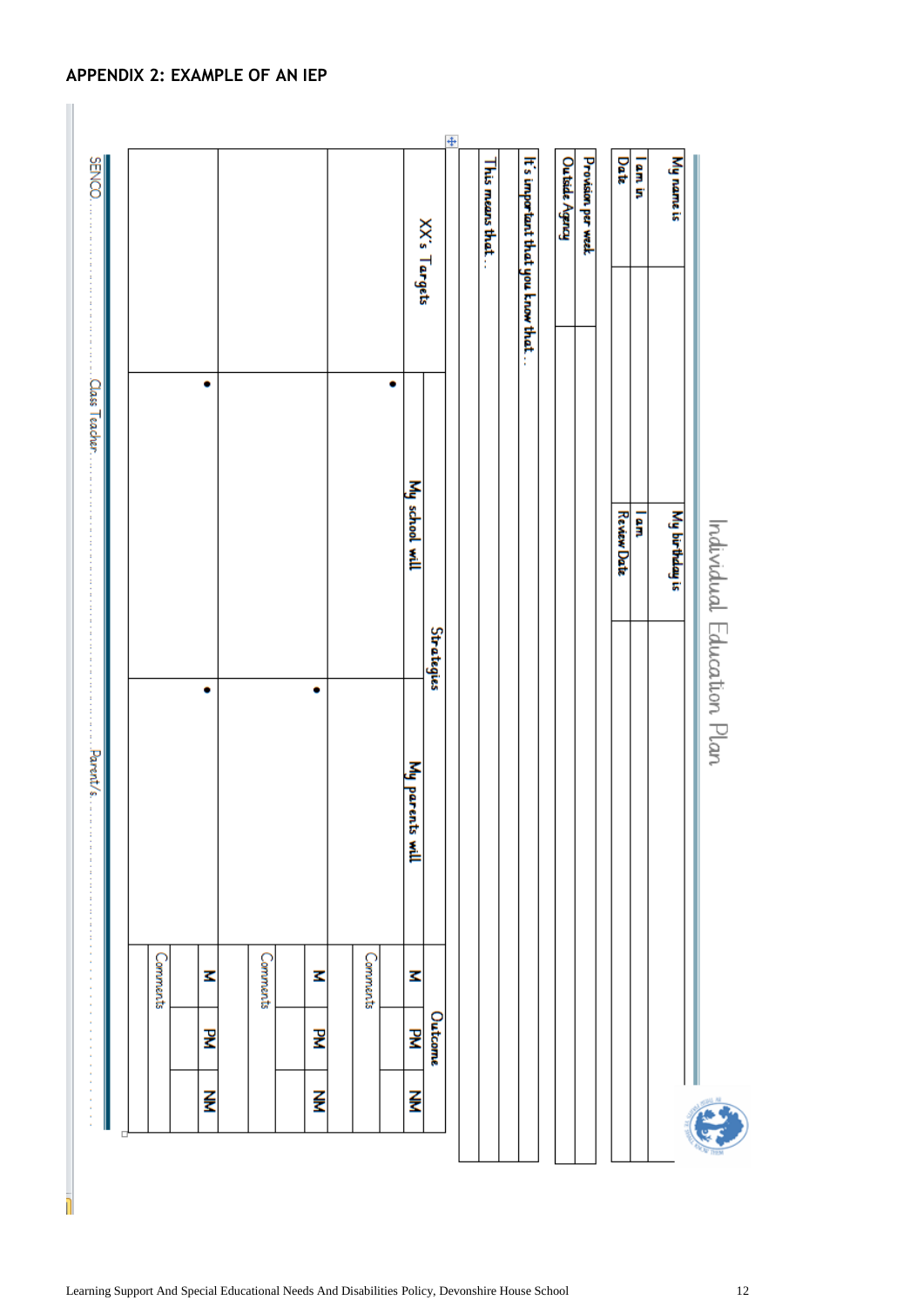## APPENDIX 2: EXAMPLE OF AN IEP

# Individual Education Plan

| | | | |
|---|---|---|---|
| My name is | | My birthday is | |
| I am in | | I am | |
| Date | | Review Date | |

| | |
|---|---|
| Provision per week | |
| Outside Agency | |

| |
|---|
| It's important that you know that… |
| This means that… |

| XX's Targets | Strategies | | Outcome | | |
|---|---|---|---|---|---|
| | My school will | My parents will | M | PM | NM |
| | • | • | Comments | | |
| | | | M | PM | NM |
| | • | • | Comments | | |
| | | | M | PM | NM |
| | | | Comments | | |

SENCO ……………………………… Class Teacher ……………………………… Parent/s……………………………………